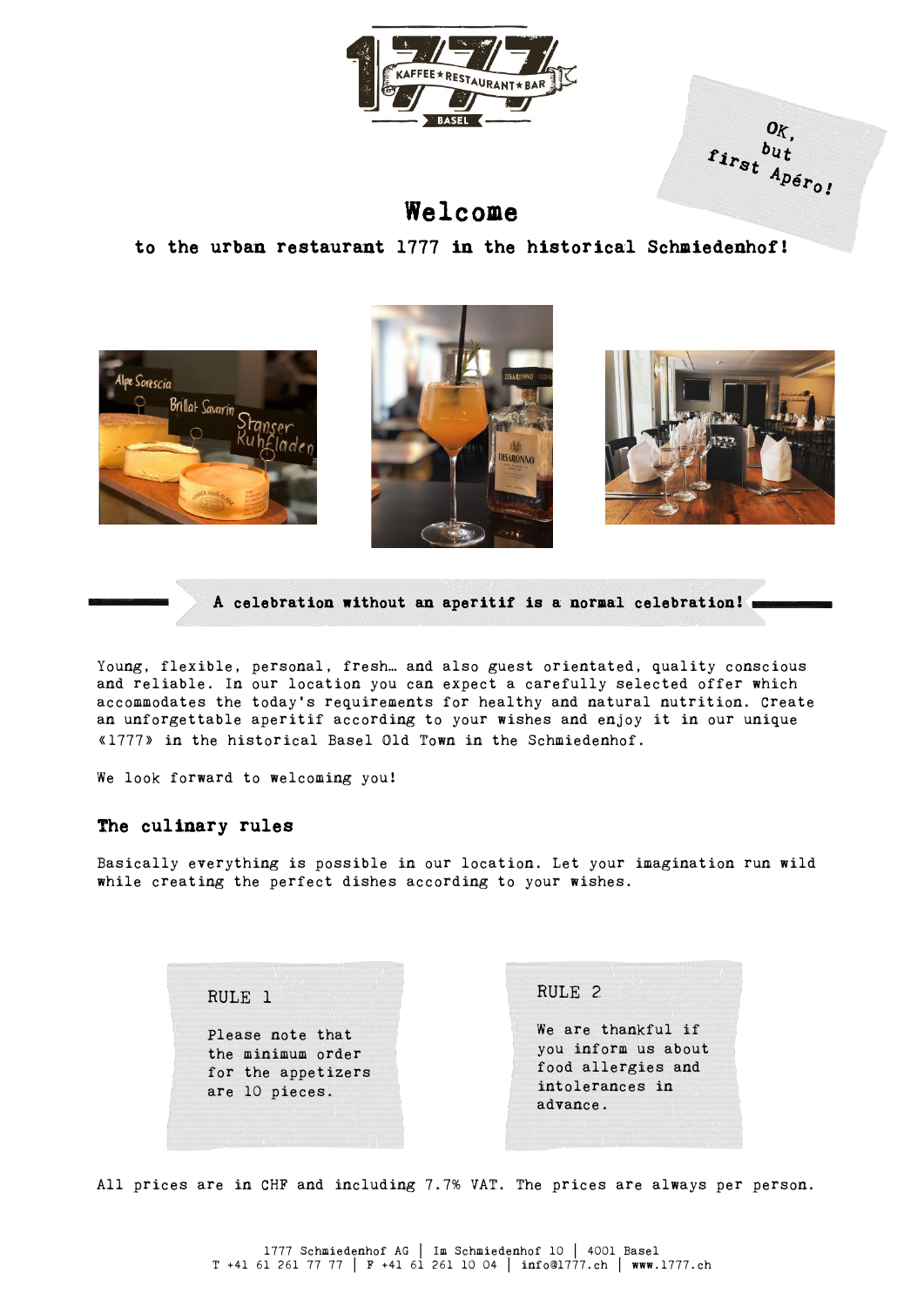OK, but first Apéro!

# Welcome

## to the urban restaurant 1777 in the historical Schmiedenhof!

**A celebration without an aperitif is a normal celebration!**

Young, flexible, personal, fresh… and also guest orientated, quality conscious and reliable. In our location you can expect a carefully selected offer which accommodates the today's requirements for healthy and natural nutrition. Create an unforgettable aperitif according to your wishes and enjoy it in our unique «1777» in the historical Basel Old Town in the Schmiedenhof.

We look forward to welcoming you!

### The culinary rules

Basically everything is possible in our location. Let your imagination run wild while creating the perfect dishes according to your wishes.

**RULE 1**

Please note that the minimum order for the appetizers are 10 pieces.

**RULE 2**

We are thankful if you inform us about food allergies and intolerances in advance.

All prices are in CHF and including 7.7% VAT. The prices are always per person.

1777 Schmiedenhof AG | Im Schmiedenhof 10 | 4001 Basel
T +41 61 261 77 77 | F +41 61 261 10 04 | info@1777.ch | www.1777.ch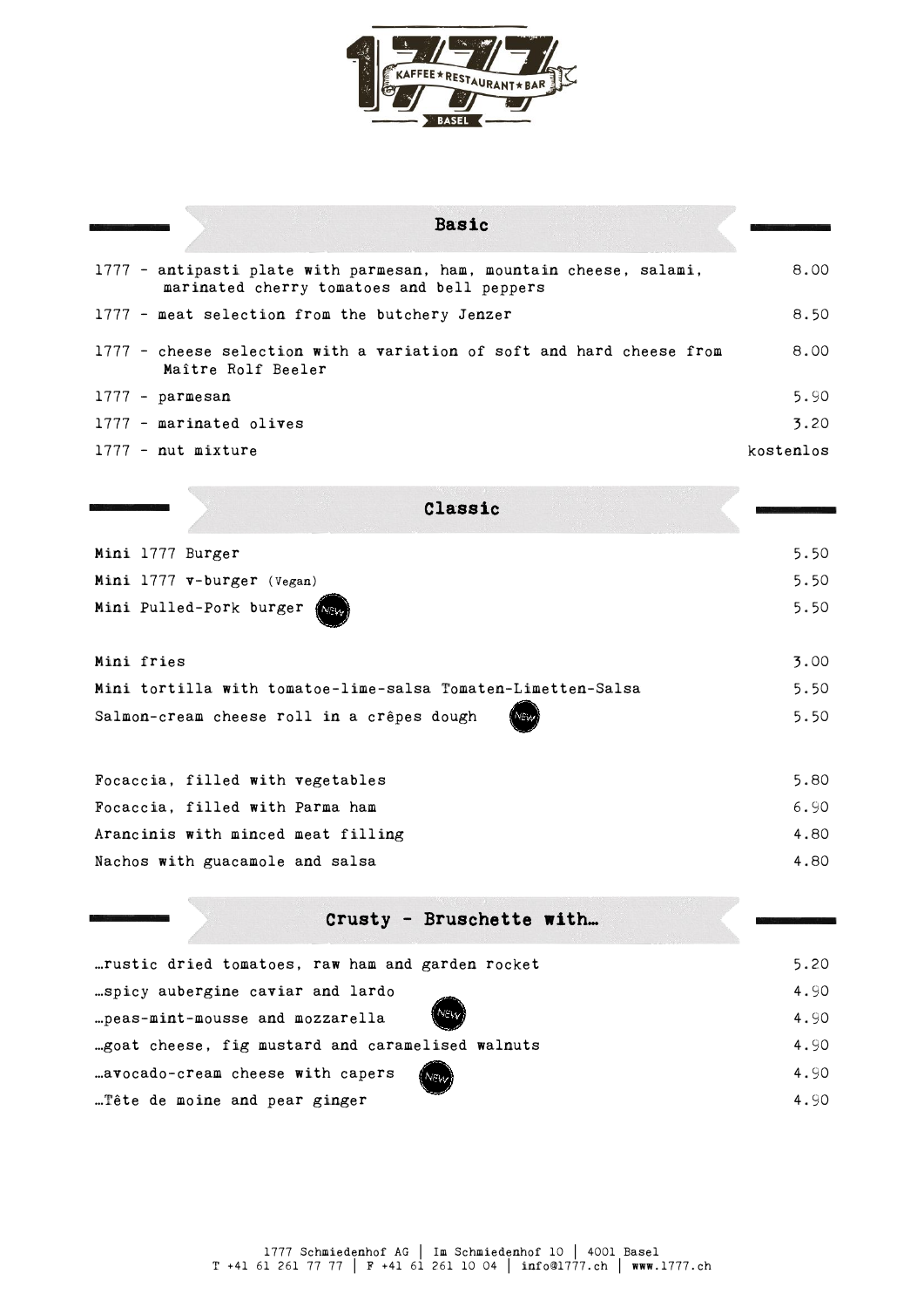# 1777 KAFFEE ★ RESTAURANT ★ BAR BASEL

## Basic

| | |
|---|---|
| 1777 - antipasti plate with parmesan, ham, mountain cheese, salami, marinated cherry tomatoes and bell peppers | 8.00 |
| 1777 - meat selection from the butchery Jenzer | 8.50 |
| 1777 - cheese selection with a variation of soft and hard cheese from Maître Rolf Beeler | 8.00 |
| 1777 - parmesan | 5.90 |
| 1777 - marinated olives | 3.20 |
| 1777 - nut mixture | kostenlos |

## Classic

| | |
|---|---|
| Mini 1777 Burger | 5.50 |
| Mini 1777 v-burger (Vegan) | 5.50 |
| Mini Pulled-Pork burger NEW | 5.50 |
| Mini fries | 3.00 |
| Mini tortilla with tomatoe-lime-salsa Tomaten-Limetten-Salsa | 5.50 |
| Salmon-cream cheese roll in a crêpes dough NEW | 5.50 |
| Focaccia, filled with vegetables | 5.80 |
| Focaccia, filled with Parma ham | 6.90 |
| Arancinis with minced meat filling | 4.80 |
| Nachos with guacamole and salsa | 4.80 |

## Crusty - Bruschette with…

| | |
|---|---|
| …rustic dried tomatoes, raw ham and garden rocket | 5.20 |
| …spicy aubergine caviar and lardo | 4.90 |
| …peas-mint-mousse and mozzarella NEW | 4.90 |
| …goat cheese, fig mustard and caramelised walnuts | 4.90 |
| …avocado-cream cheese with capers NEW | 4.90 |
| …Tête de moine and pear ginger | 4.90 |

1777 Schmiedenhof AG | Im Schmiedenhof 10 | 4001 Basel
T +41 61 261 77 77 | F +41 61 261 10 04 | info@1777.ch | www.1777.ch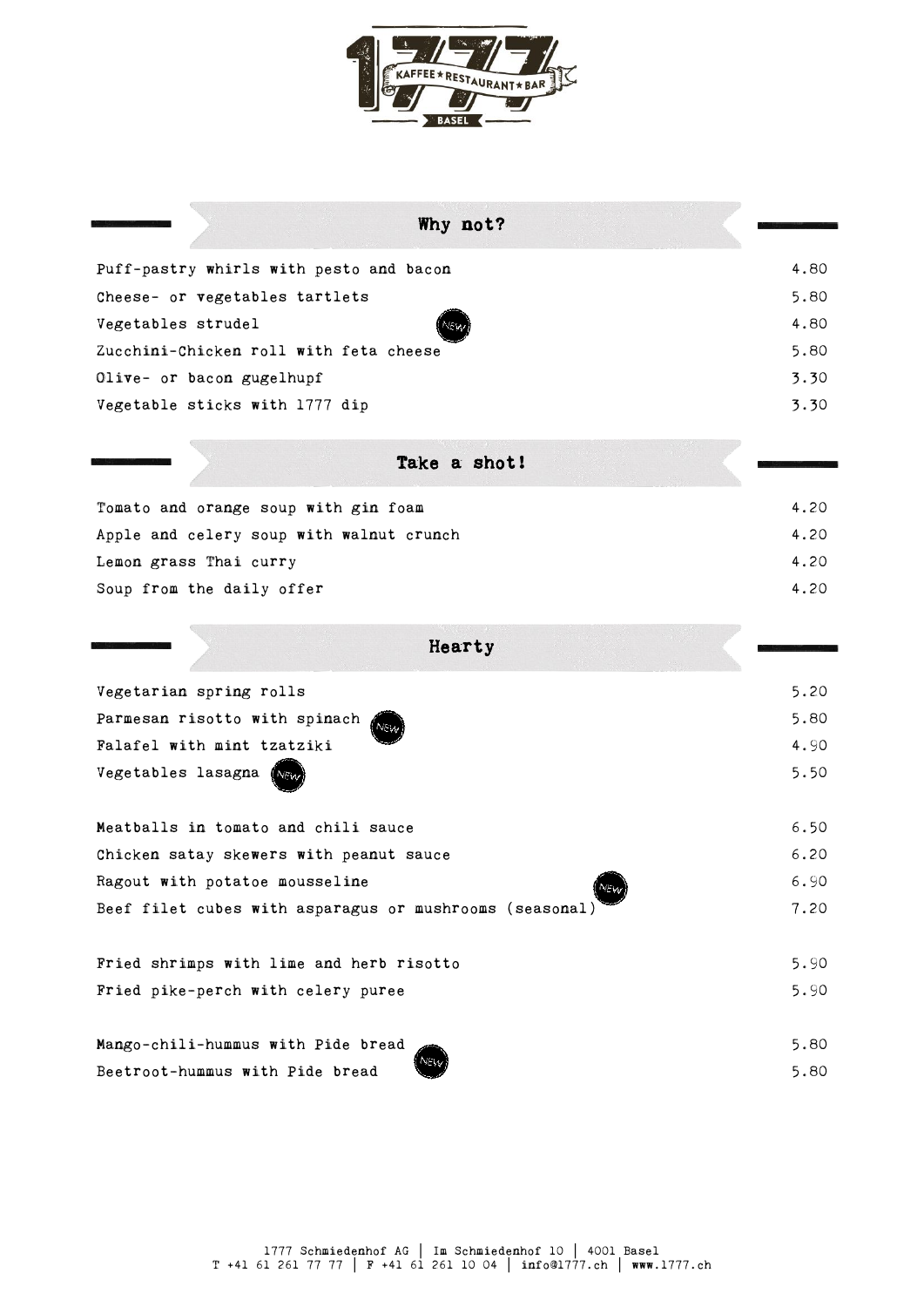# 1777 KAFFEE ★ RESTAURANT ★ BAR — BASEL

## Why not?

| | |
|---|---|
| Puff-pastry whirls with pesto and bacon | 4.80 |
| Cheese- or vegetables tartlets | 5.80 |
| Vegetables strudel (NEW) | 4.80 |
| Zucchini-Chicken roll with feta cheese | 5.80 |
| Olive- or bacon gugelhupf | 3.30 |
| Vegetable sticks with 1777 dip | 3.30 |

## Take a shot!

| | |
|---|---|
| Tomato and orange soup with gin foam | 4.20 |
| Apple and celery soup with walnut crunch | 4.20 |
| Lemon grass Thai curry | 4.20 |
| Soup from the daily offer | 4.20 |

## Hearty

| | |
|---|---|
| Vegetarian spring rolls | 5.20 |
| Parmesan risotto with spinach (NEW) | 5.80 |
| Falafel with mint tzatziki | 4.90 |
| Vegetables lasagna (NEW) | 5.50 |

| | |
|---|---|
| Meatballs in tomato and chili sauce | 6.50 |
| Chicken satay skewers with peanut sauce | 6.20 |
| Ragout with potatoe mousseline (NEW) | 6.90 |
| Beef filet cubes with asparagus or mushrooms (seasonal) | 7.20 |

| | |
|---|---|
| Fried shrimps with lime and herb risotto | 5.90 |
| Fried pike-perch with celery puree | 5.90 |

| | |
|---|---|
| Mango-chili-hummus with Pide bread (NEW) | 5.80 |
| Beetroot-hummus with Pide bread | 5.80 |

1777 Schmiedenhof AG | Im Schmiedenhof 10 | 4001 Basel
T +41 61 261 77 77 | F +41 61 261 10 04 | info@1777.ch | www.1777.ch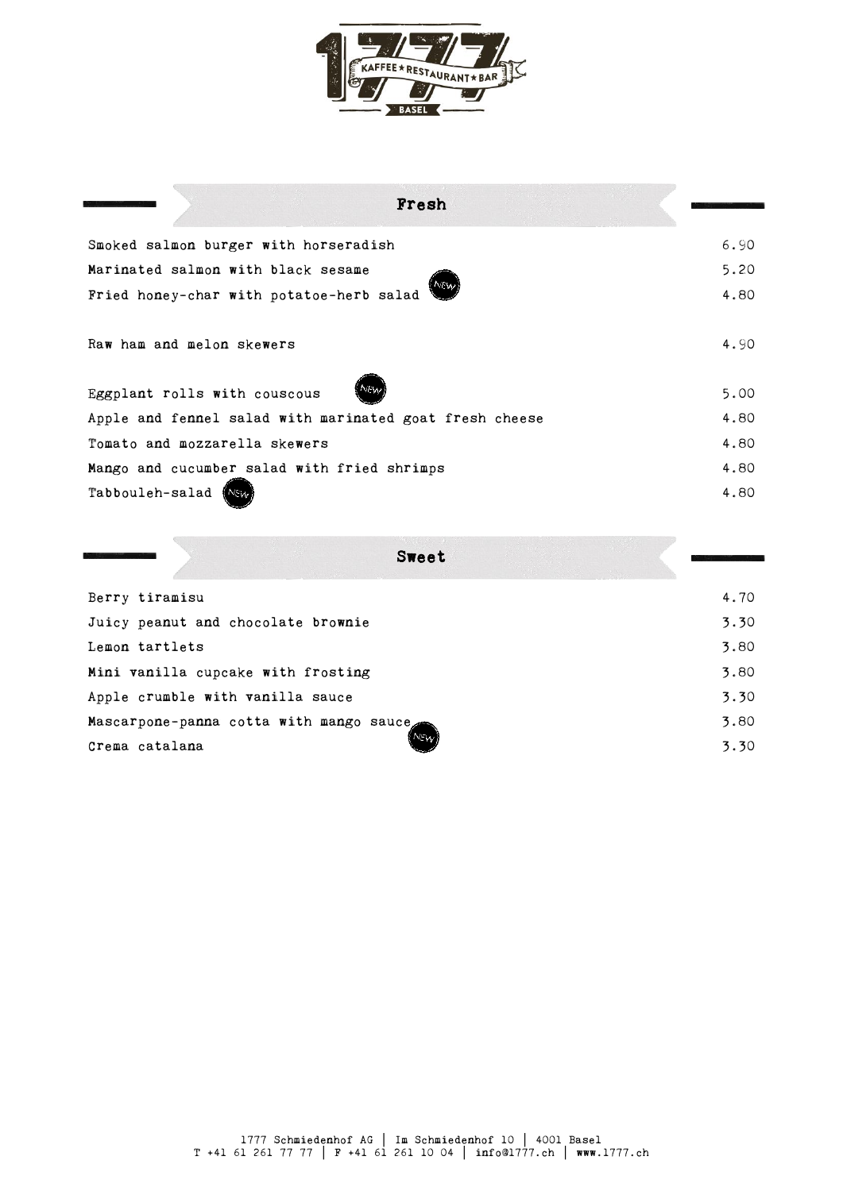1777 KAFFEE★RESTAURANT★BAR BASEL

## Fresh

| | |
|---|---|
| Smoked salmon burger with horseradish | 6.90 |
| Marinated salmon with black sesame | 5.20 |
| Fried honey-char with potatoe-herb salad NEW | 4.80 |
| Raw ham and melon skewers | 4.90 |
| Eggplant rolls with couscous NEW | 5.00 |
| Apple and fennel salad with marinated goat fresh cheese | 4.80 |
| Tomato and mozzarella skewers | 4.80 |
| Mango and cucumber salad with fried shrimps | 4.80 |
| Tabbouleh-salad NEW | 4.80 |

## Sweet

| | |
|---|---|
| Berry tiramisu | 4.70 |
| Juicy peanut and chocolate brownie | 3.30 |
| Lemon tartlets | 3.80 |
| Mini vanilla cupcake with frosting | 3.80 |
| Apple crumble with vanilla sauce | 3.30 |
| Mascarpone-panna cotta with mango sauce NEW | 3.80 |
| Crema catalana | 3.30 |

1777 Schmiedenhof AG | Im Schmiedenhof 10 | 4001 Basel
T +41 61 261 77 77 | F +41 61 261 10 04 | info@1777.ch | www.1777.ch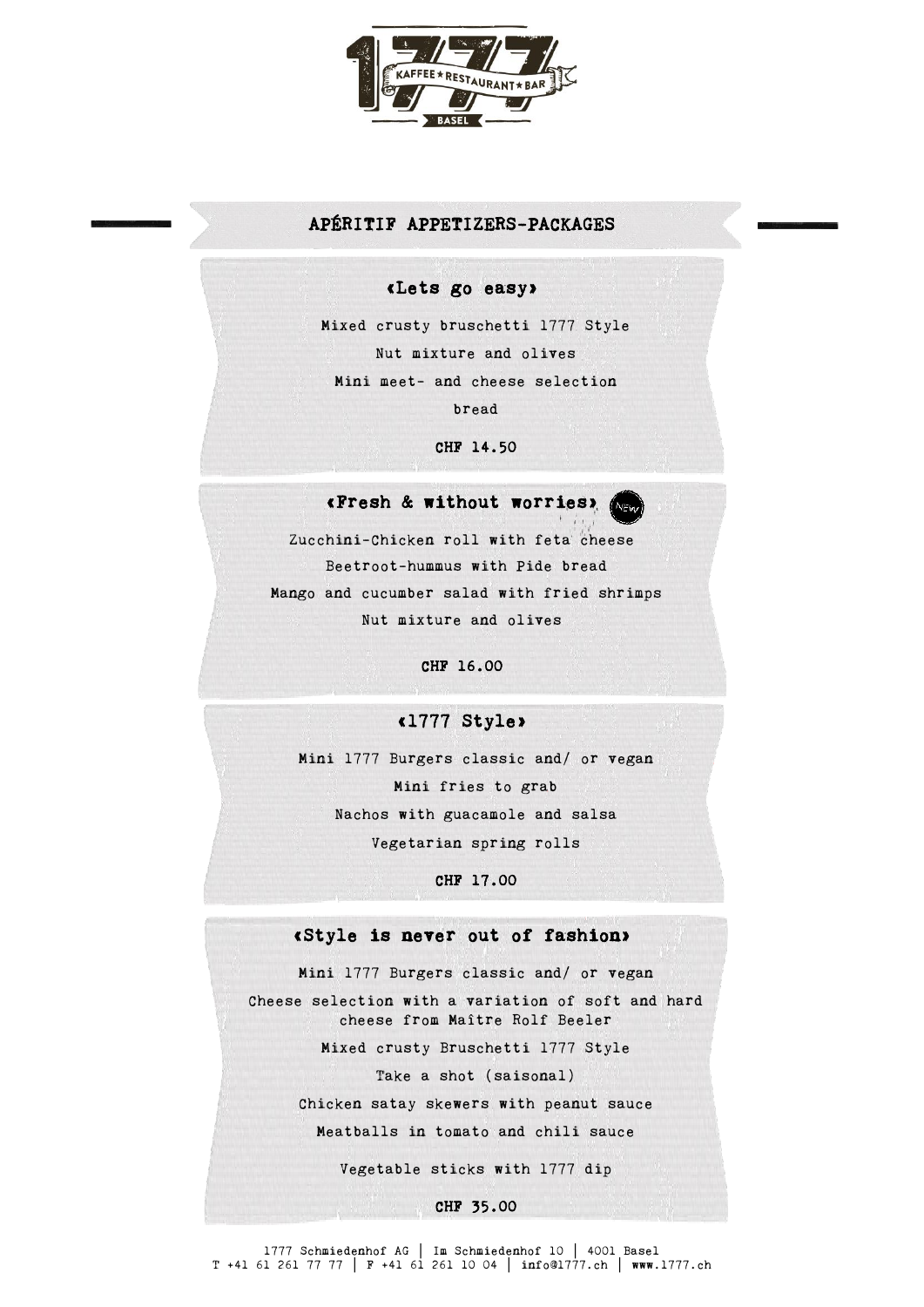# 1777 KAFFEE ★ RESTAURANT ★ BAR BASEL

## APÉRITIF APPETIZERS-PACKAGES

### «Lets go easy»

Mixed crusty bruschetti 1777 Style

Nut mixture and olives

Mini meet- and cheese selection

bread

**CHF 14.50**

### «Fresh & without worries» NEW

Zucchini-Chicken roll with feta cheese

Beetroot-hummus with Pide bread

Mango and cucumber salad with fried shrimps

Nut mixture and olives

**CHF 16.00**

### «1777 Style»

Mini 1777 Burgers classic and/ or vegan

Mini fries to grab

Nachos with guacamole and salsa

Vegetarian spring rolls

**CHF 17.00**

### «Style is never out of fashion»

Mini 1777 Burgers classic and/ or vegan

Cheese selection with a variation of soft and hard cheese from Maître Rolf Beeler

Mixed crusty Bruschetti 1777 Style

Take a shot (saisonal)

Chicken satay skewers with peanut sauce

Meatballs in tomato and chili sauce

Vegetable sticks with 1777 dip

**CHF 35.00**

1777 Schmiedenhof AG | Im Schmiedenhof 10 | 4001 Basel
T +41 61 261 77 77 | F +41 61 261 10 04 | info@1777.ch | www.1777.ch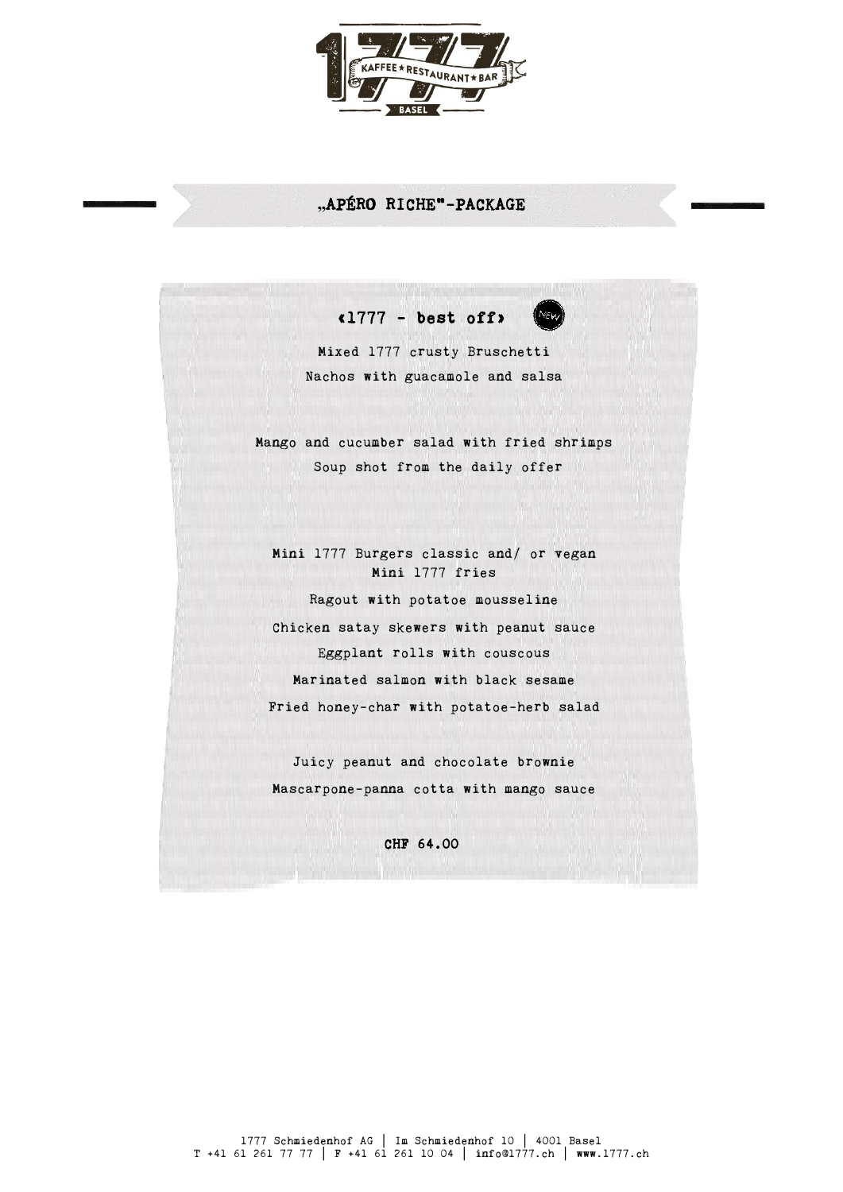# „APÉRO RICHE"-PACKAGE

## «1777 - best off» NEW

Mixed 1777 crusty Bruschetti

Nachos with guacamole and salsa

Mango and cucumber salad with fried shrimps

Soup shot from the daily offer

Mini 1777 Burgers classic and/ or vegan

Mini 1777 fries

Ragout with potatoe mousseline

Chicken satay skewers with peanut sauce

Eggplant rolls with couscous

Marinated salmon with black sesame

Fried honey-char with potatoe-herb salad

Juicy peanut and chocolate brownie

Mascarpone-panna cotta with mango sauce

**CHF 64.00**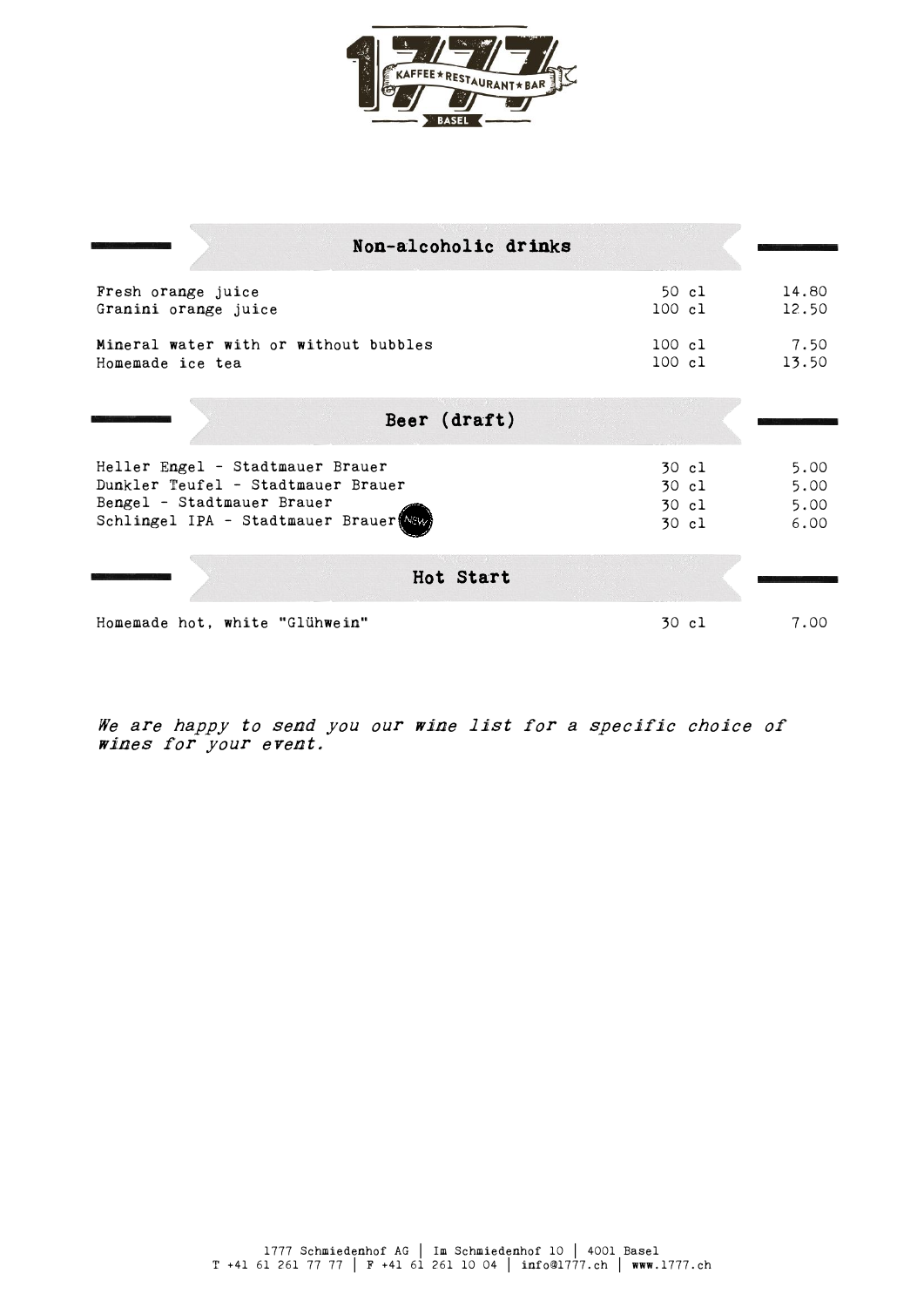## Non-alcoholic drinks

| | | |
|---|---|---|
| Fresh orange juice | 50 cl | 14.80 |
| Granini orange juice | 100 cl | 12.50 |
| Mineral water with or without bubbles | 100 cl | 7.50 |
| Homemade ice tea | 100 cl | 13.50 |

## Beer (draft)

| | | |
|---|---|---|
| Heller Engel - Stadtmauer Brauer | 30 cl | 5.00 |
| Dunkler Teufel - Stadtmauer Brauer | 30 cl | 5.00 |
| Bengel - Stadtmauer Brauer | 30 cl | 5.00 |
| Schlingel IPA - Stadtmauer Brauer NEW | 30 cl | 6.00 |

## Hot Start

| | | |
|---|---|---|
| Homemade hot, white "Glühwein" | 30 cl | 7.00 |

*We are happy to send you our wine list for a specific choice of wines for your event.*

1777 Schmiedenhof AG | Im Schmiedenhof 10 | 4001 Basel
T +41 61 261 77 77 | F +41 61 261 10 04 | info@1777.ch | www.1777.ch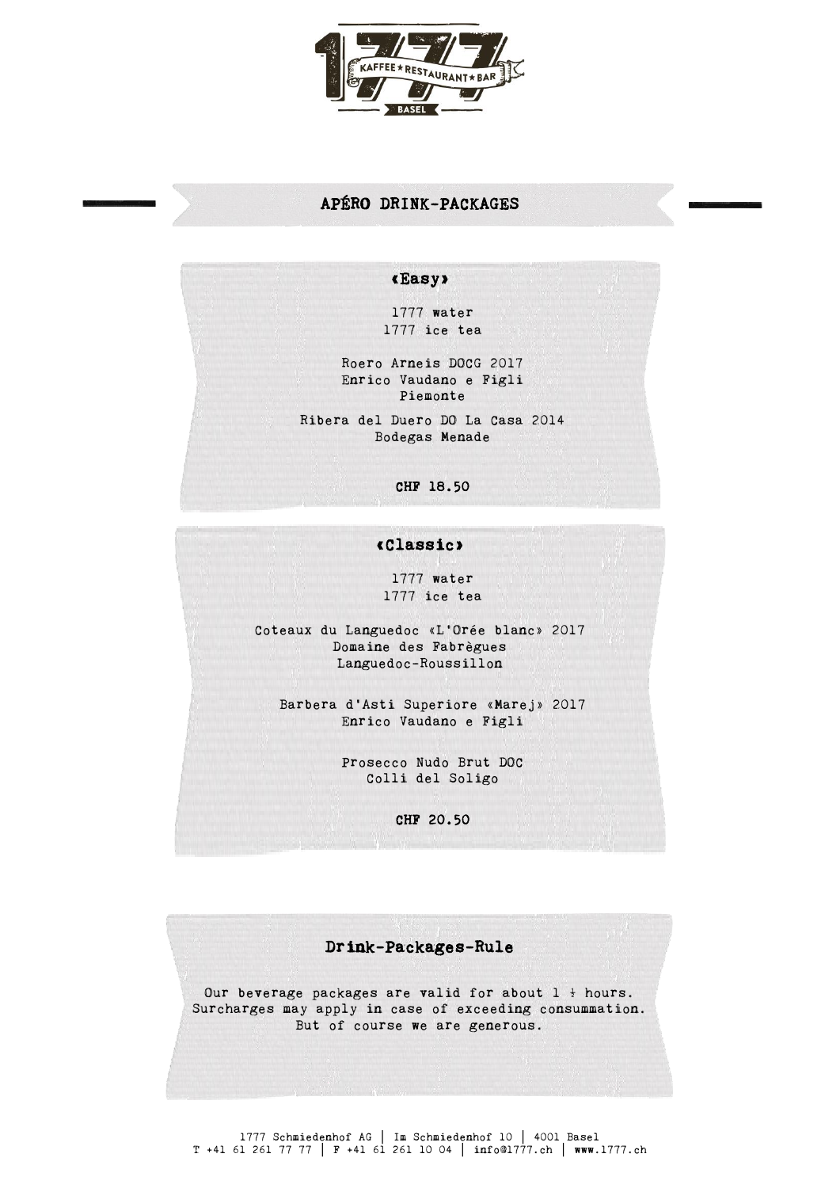## APÉRO DRINK-PACKAGES

### «Easy»

1777 water
1777 ice tea

Roero Arneis DOCG 2017
Enrico Vaudano e Figli
Piemonte

Ribera del Duero DO La Casa 2014
Bodegas Menade

**CHF 18.50**

### «Classic»

1777 water
1777 ice tea

Coteaux du Languedoc «L'Orée blanc» 2017
Domaine des Fabrègues
Languedoc-Roussillon

Barbera d'Asti Superiore «Marej» 2017
Enrico Vaudano e Figli

Prosecco Nudo Brut DOC
Colli del Soligo

**CHF 20.50**

### Drink-Packages-Rule

Our beverage packages are valid for about 1 ½ hours.
Surcharges may apply in case of exceeding consummation.
But of course we are generous.

1777 Schmiedenhof AG | Im Schmiedenhof 10 | 4001 Basel
T +41 61 261 77 77 | F +41 61 261 10 04 | info@1777.ch | www.1777.ch